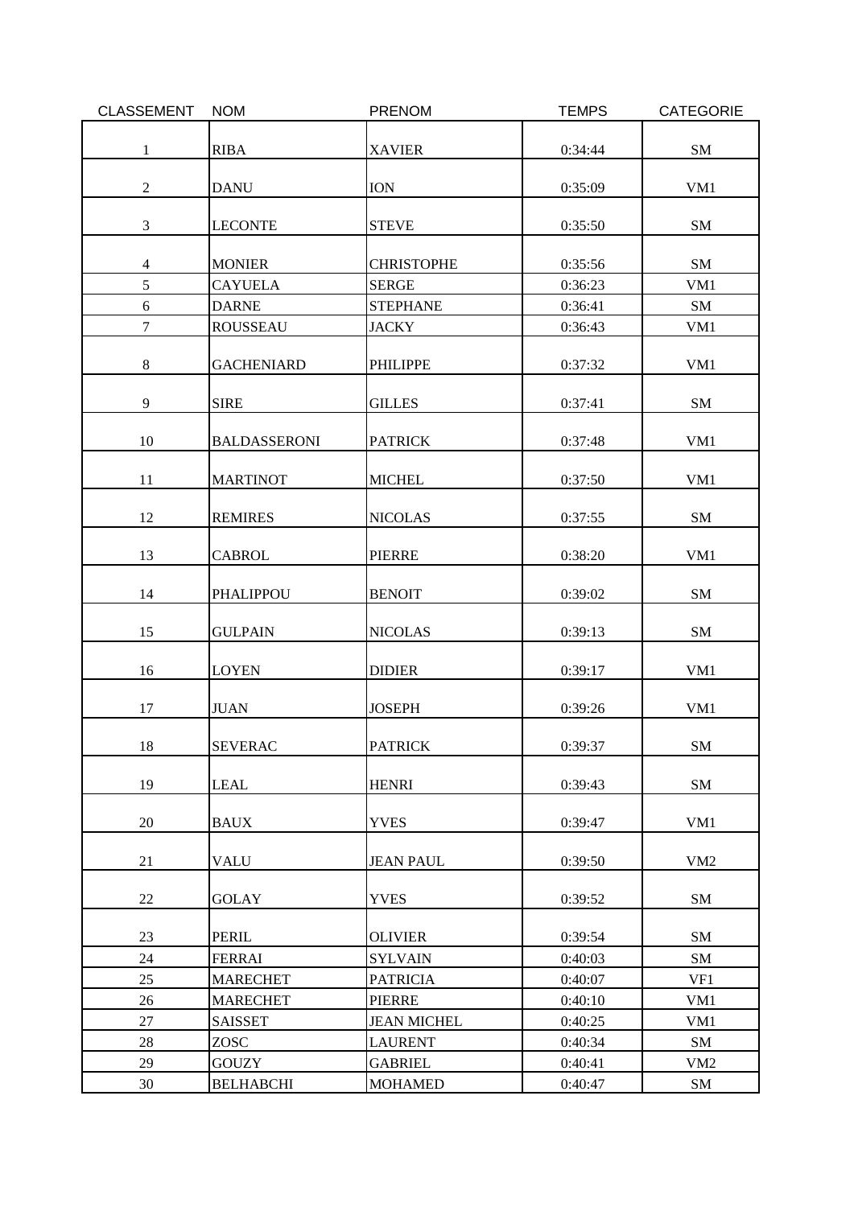| CLASSEMENT | NOM | PRENOM | TEMPS | CATEGORIE |
|---|---|---|---|---|
| 1 | RIBA | XAVIER | 0:34:44 | SM |
| 2 | DANU | ION | 0:35:09 | VM1 |
| 3 | LECONTE | STEVE | 0:35:50 | SM |
| 4 | MONIER | CHRISTOPHE | 0:35:56 | SM |
| 5 | CAYUELA | SERGE | 0:36:23 | VM1 |
| 6 | DARNE | STEPHANE | 0:36:41 | SM |
| 7 | ROUSSEAU | JACKY | 0:36:43 | VM1 |
| 8 | GACHENIARD | PHILIPPE | 0:37:32 | VM1 |
| 9 | SIRE | GILLES | 0:37:41 | SM |
| 10 | BALDASSERONI | PATRICK | 0:37:48 | VM1 |
| 11 | MARTINOT | MICHEL | 0:37:50 | VM1 |
| 12 | REMIRES | NICOLAS | 0:37:55 | SM |
| 13 | CABROL | PIERRE | 0:38:20 | VM1 |
| 14 | PHALIPPOU | BENOIT | 0:39:02 | SM |
| 15 | GULPAIN | NICOLAS | 0:39:13 | SM |
| 16 | LOYEN | DIDIER | 0:39:17 | VM1 |
| 17 | JUAN | JOSEPH | 0:39:26 | VM1 |
| 18 | SEVERAC | PATRICK | 0:39:37 | SM |
| 19 | LEAL | HENRI | 0:39:43 | SM |
| 20 | BAUX | YVES | 0:39:47 | VM1 |
| 21 | VALU | JEAN PAUL | 0:39:50 | VM2 |
| 22 | GOLAY | YVES | 0:39:52 | SM |
| 23 | PERIL | OLIVIER | 0:39:54 | SM |
| 24 | FERRAI | SYLVAIN | 0:40:03 | SM |
| 25 | MARECHET | PATRICIA | 0:40:07 | VF1 |
| 26 | MARECHET | PIERRE | 0:40:10 | VM1 |
| 27 | SAISSET | JEAN MICHEL | 0:40:25 | VM1 |
| 28 | ZOSC | LAURENT | 0:40:34 | SM |
| 29 | GOUZY | GABRIEL | 0:40:41 | VM2 |
| 30 | BELHABCHI | MOHAMED | 0:40:47 | SM |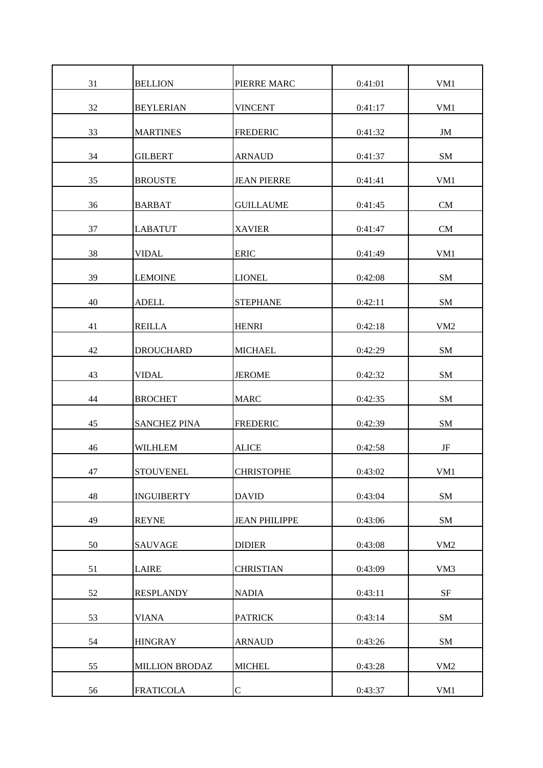| 31 | BELLION | PIERRE MARC | 0:41:01 | VM1 |
|---|---|---|---|---|
| 32 | BEYLERIAN | VINCENT | 0:41:17 | VM1 |
| 33 | MARTINES | FREDERIC | 0:41:32 | JM |
| 34 | GILBERT | ARNAUD | 0:41:37 | SM |
| 35 | BROUSTE | JEAN PIERRE | 0:41:41 | VM1 |
| 36 | BARBAT | GUILLAUME | 0:41:45 | CM |
| 37 | LABATUT | XAVIER | 0:41:47 | CM |
| 38 | VIDAL | ERIC | 0:41:49 | VM1 |
| 39 | LEMOINE | LIONEL | 0:42:08 | SM |
| 40 | ADELL | STEPHANE | 0:42:11 | SM |
| 41 | REILLA | HENRI | 0:42:18 | VM2 |
| 42 | DROUCHARD | MICHAEL | 0:42:29 | SM |
| 43 | VIDAL | JEROME | 0:42:32 | SM |
| 44 | BROCHET | MARC | 0:42:35 | SM |
| 45 | SANCHEZ PINA | FREDERIC | 0:42:39 | SM |
| 46 | WILHLEM | ALICE | 0:42:58 | JF |
| 47 | STOUVENEL | CHRISTOPHE | 0:43:02 | VM1 |
| 48 | INGUIBERTY | DAVID | 0:43:04 | SM |
| 49 | REYNE | JEAN PHILIPPE | 0:43:06 | SM |
| 50 | SAUVAGE | DIDIER | 0:43:08 | VM2 |
| 51 | LAIRE | CHRISTIAN | 0:43:09 | VM3 |
| 52 | RESPLANDY | NADIA | 0:43:11 | SF |
| 53 | VIANA | PATRICK | 0:43:14 | SM |
| 54 | HINGRAY | ARNAUD | 0:43:26 | SM |
| 55 | MILLION BRODAZ | MICHEL | 0:43:28 | VM2 |
| 56 | FRATICOLA | C | 0:43:37 | VM1 |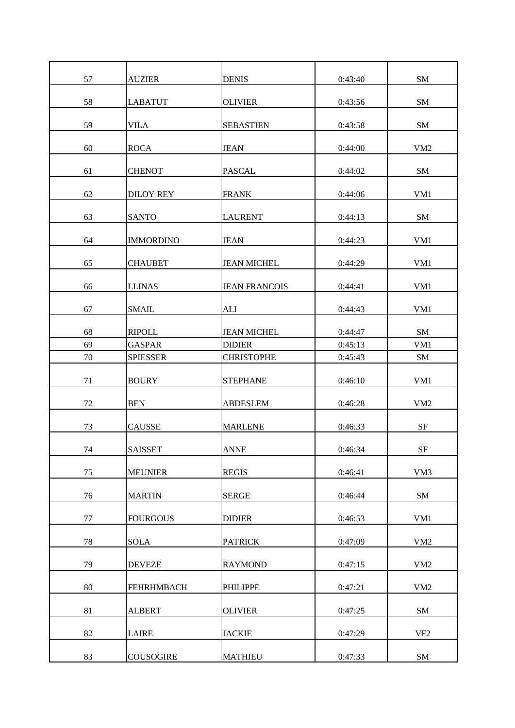| | | | | |
|---|---|---|---|---|
| 57 | AUZIER | DENIS | 0:43:40 | SM |
| 58 | LABATUT | OLIVIER | 0:43:56 | SM |
| 59 | VILA | SEBASTIEN | 0:43:58 | SM |
| 60 | ROCA | JEAN | 0:44:00 | VM2 |
| 61 | CHENOT | PASCAL | 0:44:02 | SM |
| 62 | DILOY REY | FRANK | 0:44:06 | VM1 |
| 63 | SANTO | LAURENT | 0:44:13 | SM |
| 64 | IMMORDINO | JEAN | 0:44:23 | VM1 |
| 65 | CHAUBET | JEAN MICHEL | 0:44:29 | VM1 |
| 66 | LLINAS | JEAN FRANCOIS | 0:44:41 | VM1 |
| 67 | SMAIL | ALI | 0:44:43 | VM1 |
| 68 | RIPOLL | JEAN MICHEL | 0:44:47 | SM |
| 69 | GASPAR | DIDIER | 0:45:13 | VM1 |
| 70 | SPIESSER | CHRISTOPHE | 0:45:43 | SM |
| 71 | BOURY | STEPHANE | 0:46:10 | VM1 |
| 72 | BEN | ABDESLEM | 0:46:28 | VM2 |
| 73 | CAUSSE | MARLENE | 0:46:33 | SF |
| 74 | SAISSET | ANNE | 0:46:34 | SF |
| 75 | MEUNIER | REGIS | 0:46:41 | VM3 |
| 76 | MARTIN | SERGE | 0:46:44 | SM |
| 77 | FOURGOUS | DIDIER | 0:46:53 | VM1 |
| 78 | SOLA | PATRICK | 0:47:09 | VM2 |
| 79 | DEVEZE | RAYMOND | 0:47:15 | VM2 |
| 80 | FEHRHMBACH | PHILIPPE | 0:47:21 | VM2 |
| 81 | ALBERT | OLIVIER | 0:47:25 | SM |
| 82 | LAIRE | JACKIE | 0:47:29 | VF2 |
| 83 | COUSOGIRE | MATHIEU | 0:47:33 | SM |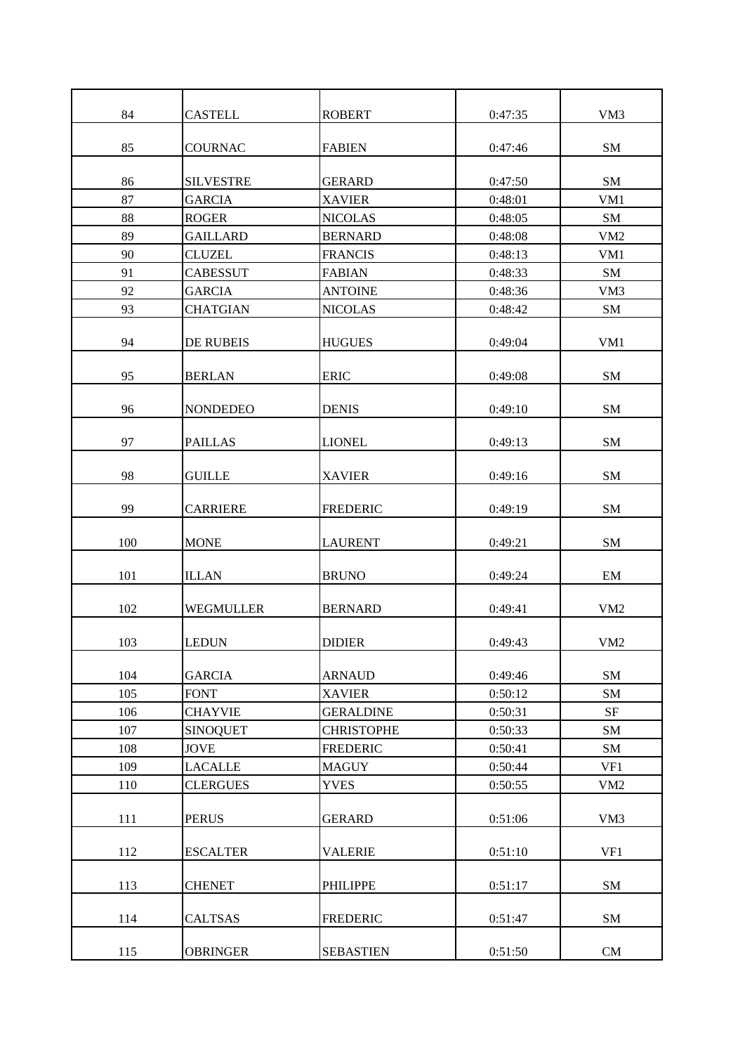| | | | | |
|---|---|---|---|---|
| 84 | CASTELL | ROBERT | 0:47:35 | VM3 |
| 85 | COURNAC | FABIEN | 0:47:46 | SM |
| 86 | SILVESTRE | GERARD | 0:47:50 | SM |
| 87 | GARCIA | XAVIER | 0:48:01 | VM1 |
| 88 | ROGER | NICOLAS | 0:48:05 | SM |
| 89 | GAILLARD | BERNARD | 0:48:08 | VM2 |
| 90 | CLUZEL | FRANCIS | 0:48:13 | VM1 |
| 91 | CABESSUT | FABIAN | 0:48:33 | SM |
| 92 | GARCIA | ANTOINE | 0:48:36 | VM3 |
| 93 | CHATGIAN | NICOLAS | 0:48:42 | SM |
| 94 | DE RUBEIS | HUGUES | 0:49:04 | VM1 |
| 95 | BERLAN | ERIC | 0:49:08 | SM |
| 96 | NONDEDEO | DENIS | 0:49:10 | SM |
| 97 | PAILLAS | LIONEL | 0:49:13 | SM |
| 98 | GUILLE | XAVIER | 0:49:16 | SM |
| 99 | CARRIERE | FREDERIC | 0:49:19 | SM |
| 100 | MONE | LAURENT | 0:49:21 | SM |
| 101 | ILLAN | BRUNO | 0:49:24 | EM |
| 102 | WEGMULLER | BERNARD | 0:49:41 | VM2 |
| 103 | LEDUN | DIDIER | 0:49:43 | VM2 |
| 104 | GARCIA | ARNAUD | 0:49:46 | SM |
| 105 | FONT | XAVIER | 0:50:12 | SM |
| 106 | CHAYVIE | GERALDINE | 0:50:31 | SF |
| 107 | SINOQUET | CHRISTOPHE | 0:50:33 | SM |
| 108 | JOVE | FREDERIC | 0:50:41 | SM |
| 109 | LACALLE | MAGUY | 0:50:44 | VF1 |
| 110 | CLERGUES | YVES | 0:50:55 | VM2 |
| 111 | PERUS | GERARD | 0:51:06 | VM3 |
| 112 | ESCALTER | VALERIE | 0:51:10 | VF1 |
| 113 | CHENET | PHILIPPE | 0:51:17 | SM |
| 114 | CALTSAS | FREDERIC | 0:51:47 | SM |
| 115 | OBRINGER | SEBASTIEN | 0:51:50 | CM |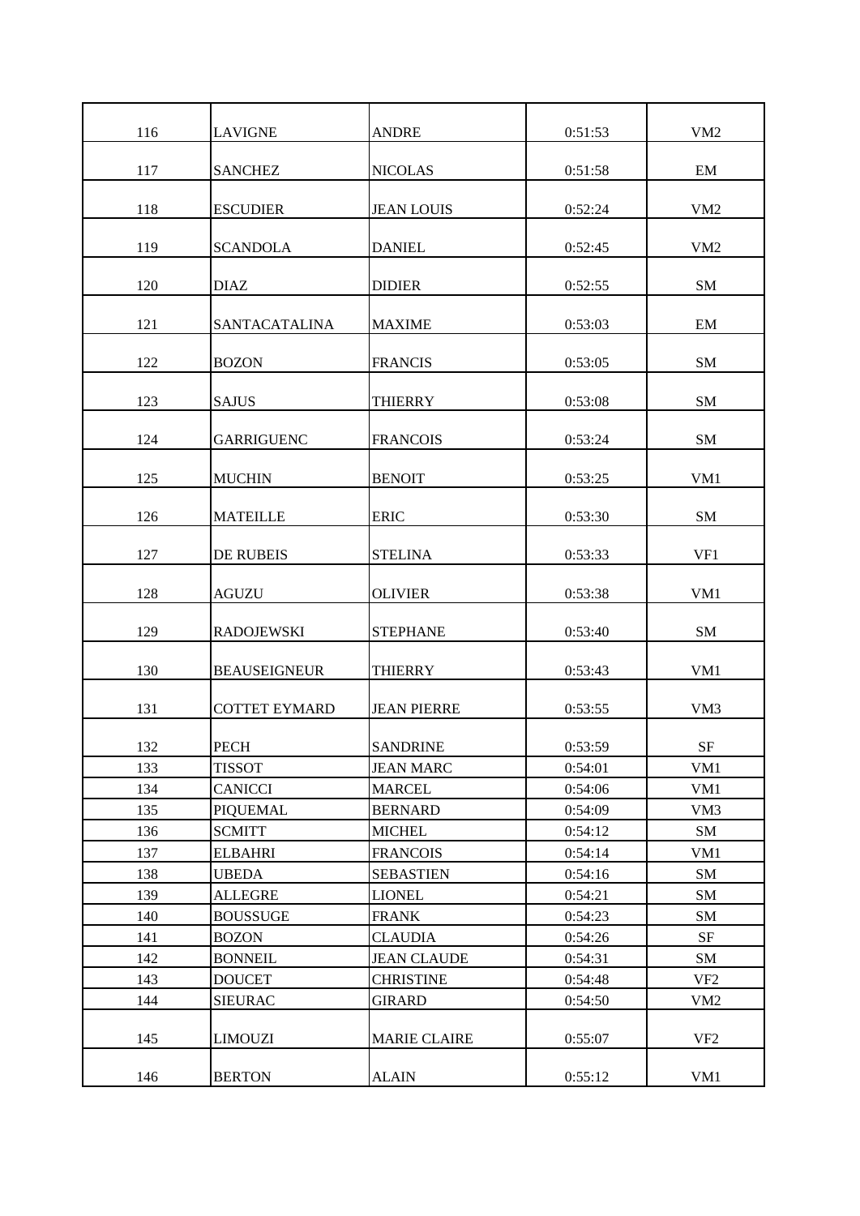| | | | | |
|---|---|---|---|---|
| 116 | LAVIGNE | ANDRE | 0:51:53 | VM2 |
| 117 | SANCHEZ | NICOLAS | 0:51:58 | EM |
| 118 | ESCUDIER | JEAN LOUIS | 0:52:24 | VM2 |
| 119 | SCANDOLA | DANIEL | 0:52:45 | VM2 |
| 120 | DIAZ | DIDIER | 0:52:55 | SM |
| 121 | SANTACATALINA | MAXIME | 0:53:03 | EM |
| 122 | BOZON | FRANCIS | 0:53:05 | SM |
| 123 | SAJUS | THIERRY | 0:53:08 | SM |
| 124 | GARRIGUENC | FRANCOIS | 0:53:24 | SM |
| 125 | MUCHIN | BENOIT | 0:53:25 | VM1 |
| 126 | MATEILLE | ERIC | 0:53:30 | SM |
| 127 | DE RUBEIS | STELINA | 0:53:33 | VF1 |
| 128 | AGUZU | OLIVIER | 0:53:38 | VM1 |
| 129 | RADOJEWSKI | STEPHANE | 0:53:40 | SM |
| 130 | BEAUSEIGNEUR | THIERRY | 0:53:43 | VM1 |
| 131 | COTTET EYMARD | JEAN PIERRE | 0:53:55 | VM3 |
| 132 | PECH | SANDRINE | 0:53:59 | SF |
| 133 | TISSOT | JEAN MARC | 0:54:01 | VM1 |
| 134 | CANICCI | MARCEL | 0:54:06 | VM1 |
| 135 | PIQUEMAL | BERNARD | 0:54:09 | VM3 |
| 136 | SCMITT | MICHEL | 0:54:12 | SM |
| 137 | ELBAHRI | FRANCOIS | 0:54:14 | VM1 |
| 138 | UBEDA | SEBASTIEN | 0:54:16 | SM |
| 139 | ALLEGRE | LIONEL | 0:54:21 | SM |
| 140 | BOUSSUGE | FRANK | 0:54:23 | SM |
| 141 | BOZON | CLAUDIA | 0:54:26 | SF |
| 142 | BONNEIL | JEAN CLAUDE | 0:54:31 | SM |
| 143 | DOUCET | CHRISTINE | 0:54:48 | VF2 |
| 144 | SIEURAC | GIRARD | 0:54:50 | VM2 |
| 145 | LIMOUZI | MARIE CLAIRE | 0:55:07 | VF2 |
| 146 | BERTON | ALAIN | 0:55:12 | VM1 |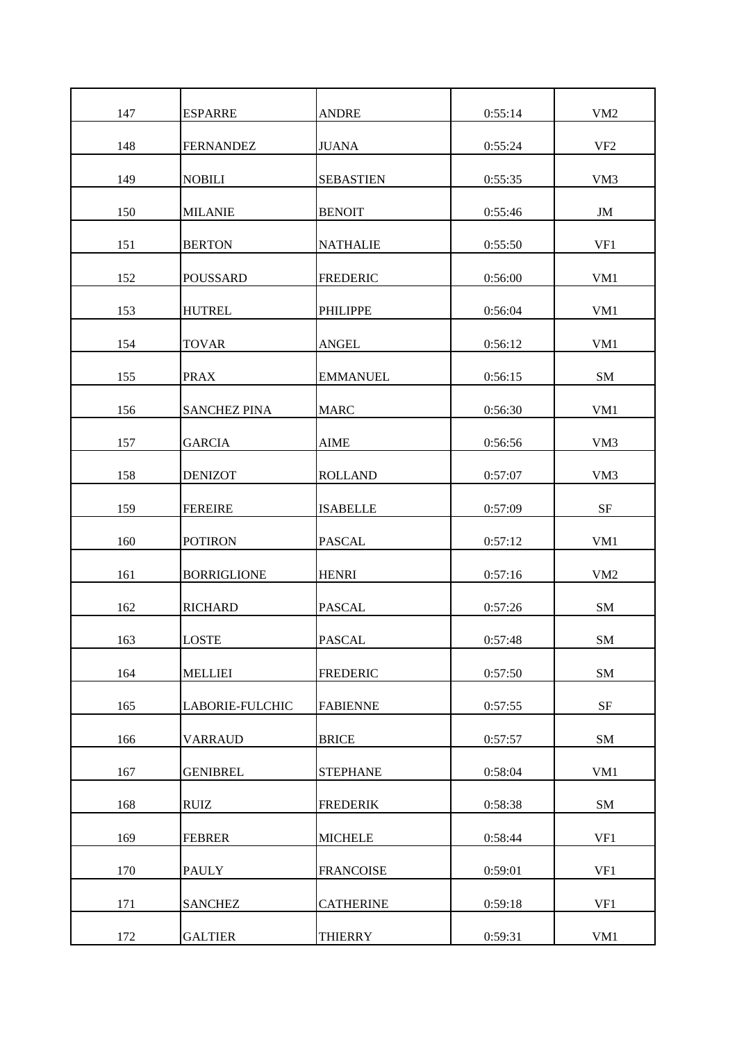| 147 | ESPARRE | ANDRE | 0:55:14 | VM2 |
|---|---|---|---|---|
| 148 | FERNANDEZ | JUANA | 0:55:24 | VF2 |
| 149 | NOBILI | SEBASTIEN | 0:55:35 | VM3 |
| 150 | MILANIE | BENOIT | 0:55:46 | JM |
| 151 | BERTON | NATHALIE | 0:55:50 | VF1 |
| 152 | POUSSARD | FREDERIC | 0:56:00 | VM1 |
| 153 | HUTREL | PHILIPPE | 0:56:04 | VM1 |
| 154 | TOVAR | ANGEL | 0:56:12 | VM1 |
| 155 | PRAX | EMMANUEL | 0:56:15 | SM |
| 156 | SANCHEZ PINA | MARC | 0:56:30 | VM1 |
| 157 | GARCIA | AIME | 0:56:56 | VM3 |
| 158 | DENIZOT | ROLLAND | 0:57:07 | VM3 |
| 159 | FEREIRE | ISABELLE | 0:57:09 | SF |
| 160 | POTIRON | PASCAL | 0:57:12 | VM1 |
| 161 | BORRIGLIONE | HENRI | 0:57:16 | VM2 |
| 162 | RICHARD | PASCAL | 0:57:26 | SM |
| 163 | LOSTE | PASCAL | 0:57:48 | SM |
| 164 | MELLIEI | FREDERIC | 0:57:50 | SM |
| 165 | LABORIE-FULCHIC | FABIENNE | 0:57:55 | SF |
| 166 | VARRAUD | BRICE | 0:57:57 | SM |
| 167 | GENIBREL | STEPHANE | 0:58:04 | VM1 |
| 168 | RUIZ | FREDERIK | 0:58:38 | SM |
| 169 | FEBRER | MICHELE | 0:58:44 | VF1 |
| 170 | PAULY | FRANCOISE | 0:59:01 | VF1 |
| 171 | SANCHEZ | CATHERINE | 0:59:18 | VF1 |
| 172 | GALTIER | THIERRY | 0:59:31 | VM1 |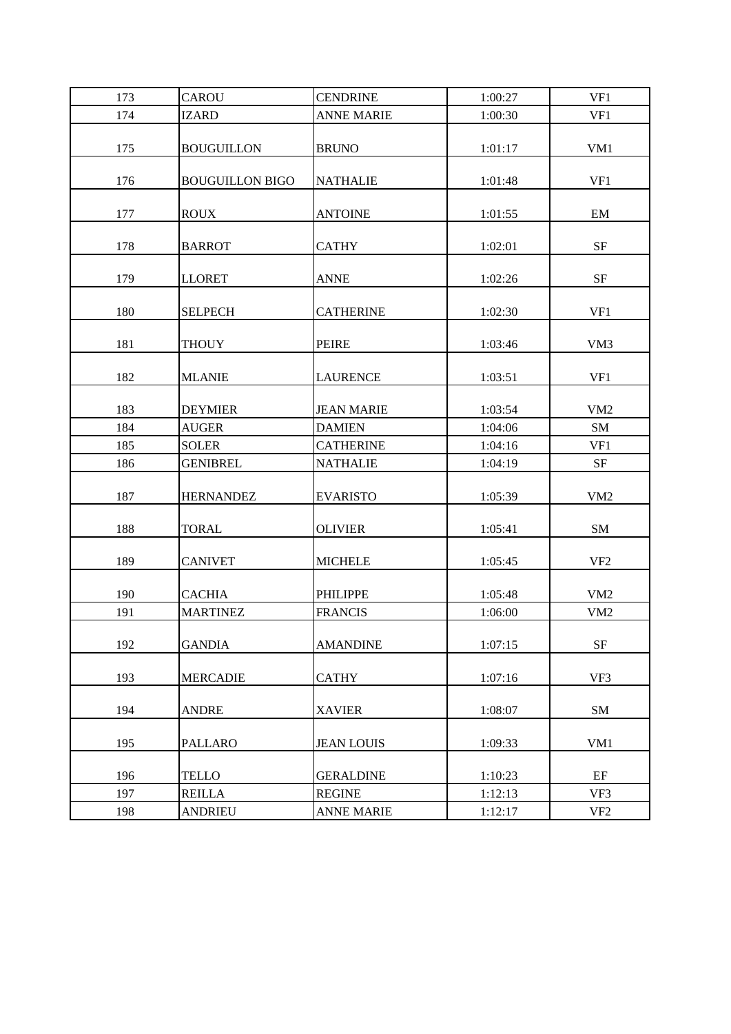| | | | | |
|---|---|---|---|---|
| 173 | CAROU | CENDRINE | 1:00:27 | VF1 |
| 174 | IZARD | ANNE MARIE | 1:00:30 | VF1 |
| 175 | BOUGUILLON | BRUNO | 1:01:17 | VM1 |
| 176 | BOUGUILLON BIGO | NATHALIE | 1:01:48 | VF1 |
| 177 | ROUX | ANTOINE | 1:01:55 | EM |
| 178 | BARROT | CATHY | 1:02:01 | SF |
| 179 | LLORET | ANNE | 1:02:26 | SF |
| 180 | SELPECH | CATHERINE | 1:02:30 | VF1 |
| 181 | THOUY | PEIRE | 1:03:46 | VM3 |
| 182 | MLANIE | LAURENCE | 1:03:51 | VF1 |
| 183 | DEYMIER | JEAN MARIE | 1:03:54 | VM2 |
| 184 | AUGER | DAMIEN | 1:04:06 | SM |
| 185 | SOLER | CATHERINE | 1:04:16 | VF1 |
| 186 | GENIBREL | NATHALIE | 1:04:19 | SF |
| 187 | HERNANDEZ | EVARISTO | 1:05:39 | VM2 |
| 188 | TORAL | OLIVIER | 1:05:41 | SM |
| 189 | CANIVET | MICHELE | 1:05:45 | VF2 |
| 190 | CACHIA | PHILIPPE | 1:05:48 | VM2 |
| 191 | MARTINEZ | FRANCIS | 1:06:00 | VM2 |
| 192 | GANDIA | AMANDINE | 1:07:15 | SF |
| 193 | MERCADIE | CATHY | 1:07:16 | VF3 |
| 194 | ANDRE | XAVIER | 1:08:07 | SM |
| 195 | PALLARO | JEAN LOUIS | 1:09:33 | VM1 |
| 196 | TELLO | GERALDINE | 1:10:23 | EF |
| 197 | REILLA | REGINE | 1:12:13 | VF3 |
| 198 | ANDRIEU | ANNE MARIE | 1:12:17 | VF2 |